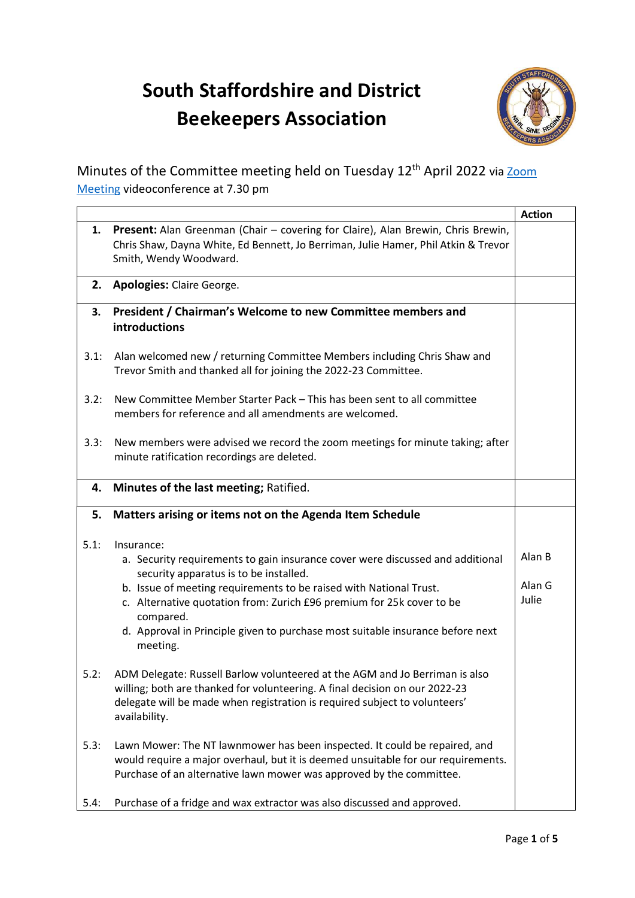# South Staffordshire and District Beekeepers Association

Minutes of the Committee meeting held on Tuesday 12th April 2022 via Zoom Meeting videoconference at 7.30 pm

| | | Action |
|---|---|---|
| **1.** | **Present:** Alan Greenman (Chair – covering for Claire), Alan Brewin, Chris Brewin, Chris Shaw, Dayna White, Ed Bennett, Jo Berriman, Julie Hamer, Phil Atkin & Trevor Smith, Wendy Woodward. | |
| **2.** | **Apologies:** Claire George. | |
| **3.** | **President / Chairman's Welcome to new Committee members and introductions** | |
| 3.1: | Alan welcomed new / returning Committee Members including Chris Shaw and Trevor Smith and thanked all for joining the 2022-23 Committee. | |
| 3.2: | New Committee Member Starter Pack – This has been sent to all committee members for reference and all amendments are welcomed. | |
| 3.3: | New members were advised we record the zoom meetings for minute taking; after minute ratification recordings are deleted. | |
| **4.** | **Minutes of the last meeting;** Ratified. | |
| **5.** | **Matters arising or items not on the Agenda Item Schedule** | |
| 5.1: | Insurance:<br>a. Security requirements to gain insurance cover were discussed and additional security apparatus is to be installed.<br>b. Issue of meeting requirements to be raised with National Trust.<br>c. Alternative quotation from: Zurich £96 premium for 25k cover to be compared.<br>d. Approval in Principle given to purchase most suitable insurance before next meeting. | Alan B<br>Alan G<br>Julie |
| 5.2: | ADM Delegate: Russell Barlow volunteered at the AGM and Jo Berriman is also willing; both are thanked for volunteering. A final decision on our 2022-23 delegate will be made when registration is required subject to volunteers' availability. | |
| 5.3: | Lawn Mower: The NT lawnmower has been inspected. It could be repaired, and would require a major overhaul, but it is deemed unsuitable for our requirements. Purchase of an alternative lawn mower was approved by the committee. | |
| 5.4: | Purchase of a fridge and wax extractor was also discussed and approved. | |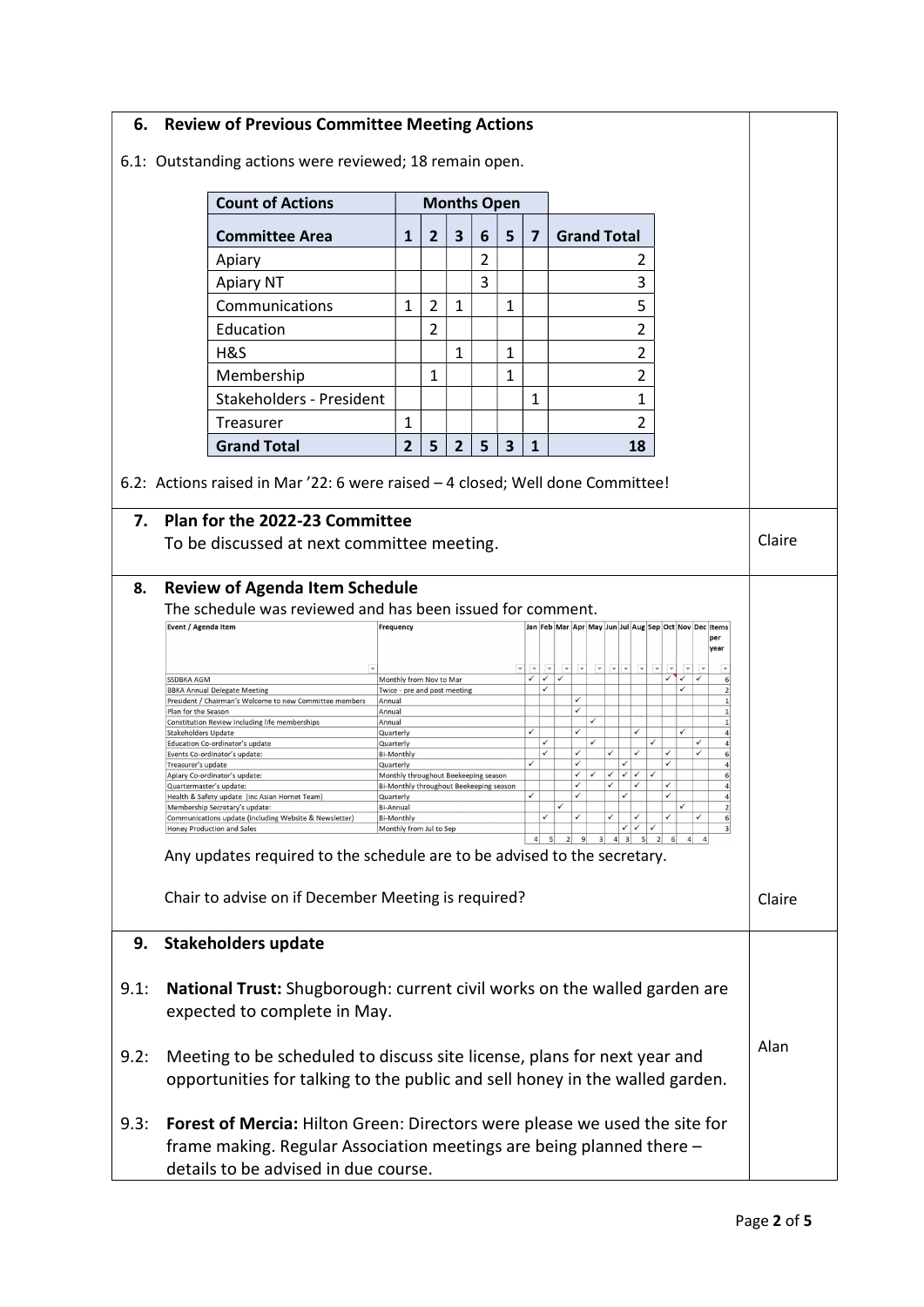## 6. Review of Previous Committee Meeting Actions

6.1: Outstanding actions were reviewed; 18 remain open.

| Count of Actions | Months Open | | | | | | |
|---|---|---|---|---|---|---|---|
| **Committee Area** | **1** | **2** | **3** | **6** | **5** | **7** | **Grand Total** |
| Apiary | | | | 2 | | | 2 |
| Apiary NT | | | | 3 | | | 3 |
| Communications | 1 | 2 | 1 | | 1 | | 5 |
| Education | | 2 | | | | | 2 |
| H&S | | | 1 | | 1 | | 2 |
| Membership | | 1 | | | 1 | | 2 |
| Stakeholders - President | | | | | | 1 | 1 |
| Treasurer | 1 | | | | | | 2 |
| **Grand Total** | **2** | **5** | **2** | **5** | **3** | **1** | **18** |

6.2: Actions raised in Mar '22: 6 were raised – 4 closed; Well done Committee!

## 7. Plan for the 2022-23 Committee

To be discussed at next committee meeting. — **Claire**

## 8. Review of Agenda Item Schedule

The schedule was reviewed and has been issued for comment.

| Event / Agenda Item | Frequency | Jan | Feb | Mar | Apr | May | Jun | Jul | Aug | Sep | Oct | Nov | Dec | Items per year |
|---|---|---|---|---|---|---|---|---|---|---|---|---|---|---|
| SSDBKA AGM | Monthly from Nov to Mar | ✓ | ✓ | ✓ | | | | | | | ✓ | ✓ | ✓ | 6 |
| BBKA Annual Delegate Meeting | Twice - pre and post meeting | | ✓ | | | | | | | | | ✓ | | 2 |
| President / Chairman's Welcome to new Committee members | Annual | | | | ✓ | | | | | | | | | 1 |
| Plan for the Season | Annual | | | | ✓ | | | | | | | | | 1 |
| Constitution Review including life memberships | Annual | | | | | ✓ | | | | | | | | 1 |
| Stakeholders Update | Quarterly | ✓ | | | ✓ | | | | ✓ | | | ✓ | | 4 |
| Education Co-ordinator's update | Quarterly | | ✓ | | | ✓ | | | | ✓ | | | ✓ | 4 |
| Events Co-ordinator's update: | Bi-Monthly | | ✓ | | ✓ | | ✓ | | ✓ | | ✓ | | ✓ | 6 |
| Treasurer's update | Quarterly | ✓ | | | ✓ | | | ✓ | | | ✓ | | | 4 |
| Apiary Co-ordinator's update: | Monthly throughout Beekeeping season | | | | ✓ | ✓ | ✓ | ✓ | ✓ | ✓ | | | | 6 |
| Quartermaster's update: | Bi-Monthly throughout Beekeeping season | | | | ✓ | | ✓ | | ✓ | | ✓ | | | 4 |
| Health & Safety update (inc Asian Hornet Team) | Quarterly | ✓ | | | ✓ | | | ✓ | | | ✓ | | | 4 |
| Membership Secretary's update: | Bi-Annual | | | ✓ | | | | | | | | ✓ | | 2 |
| Communications update (including Website & Newsletter) | Bi-Monthly | | ✓ | | ✓ | | ✓ | | ✓ | | ✓ | | ✓ | 6 |
| Honey Production and Sales | Monthly from Jul to Sep | | | | | | | ✓ | ✓ | ✓ | | | | 3 |
| | | 4 | 5 | 2 | 9 | 3 | 4 | 3 | 5 | 2 | 6 | 4 | 4 | |

Any updates required to the schedule are to be advised to the secretary.

Chair to advise on if December Meeting is required? — **Claire**

## 9. Stakeholders update

9.1: **National Trust:** Shugborough: current civil works on the walled garden are expected to complete in May.

9.2: Meeting to be scheduled to discuss site license, plans for next year and opportunities for talking to the public and sell honey in the walled garden. — **Alan**

9.3: **Forest of Mercia:** Hilton Green: Directors were please we used the site for frame making. Regular Association meetings are being planned there – details to be advised in due course.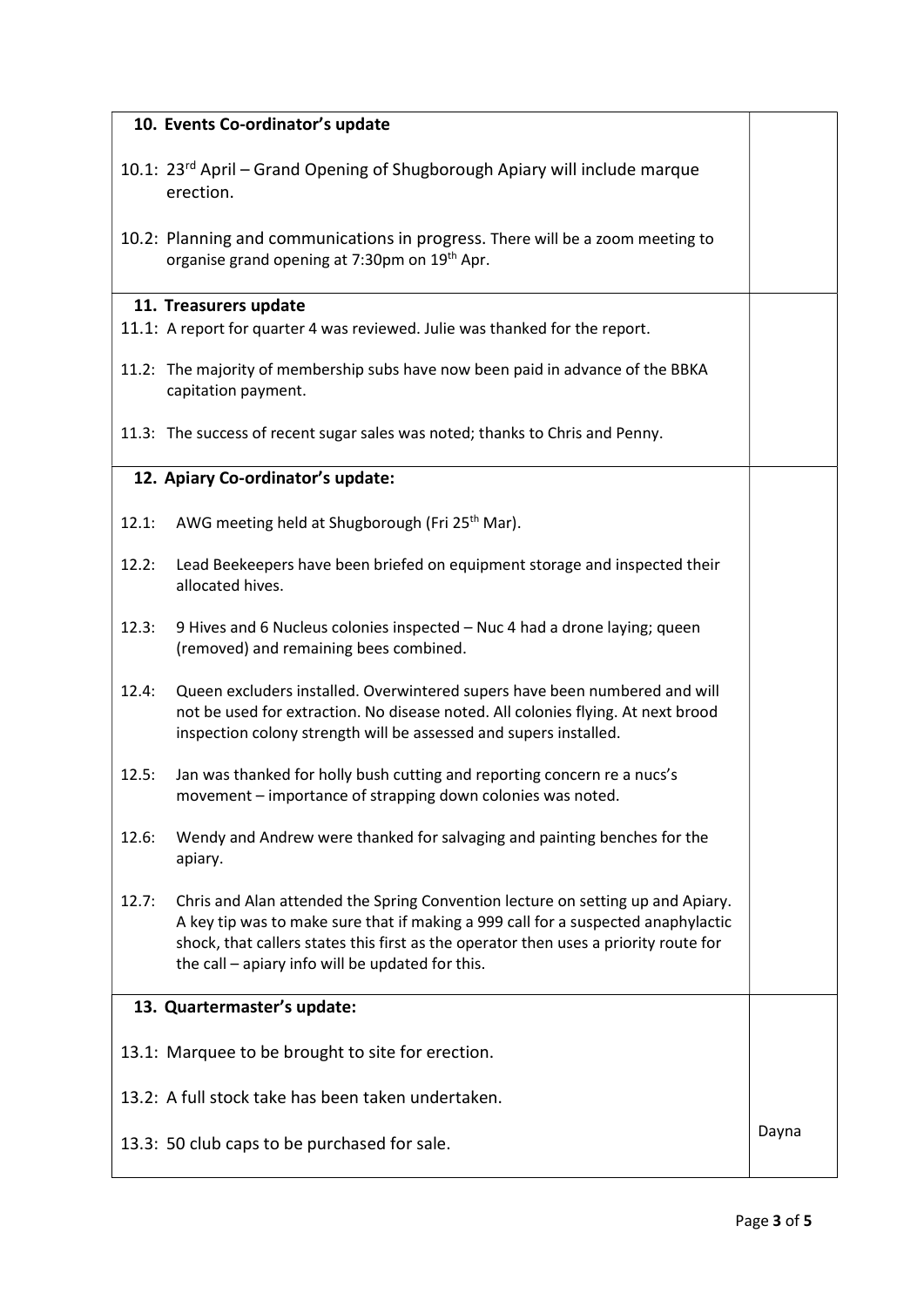| | |
|---|---|
| **10. Events Co-ordinator's update** | |
| 10.1: 23rd April – Grand Opening of Shugborough Apiary will include marque erection. | |
| 10.2: Planning and communications in progress. There will be a zoom meeting to organise grand opening at 7:30pm on 19th Apr. | |
| **11. Treasurers update** | |
| 11.1: A report for quarter 4 was reviewed. Julie was thanked for the report. | |
| 11.2: The majority of membership subs have now been paid in advance of the BBKA capitation payment. | |
| 11.3: The success of recent sugar sales was noted; thanks to Chris and Penny. | |
| **12. Apiary Co-ordinator's update:** | |
| 12.1: AWG meeting held at Shugborough (Fri 25th Mar). | |
| 12.2: Lead Beekeepers have been briefed on equipment storage and inspected their allocated hives. | |
| 12.3: 9 Hives and 6 Nucleus colonies inspected – Nuc 4 had a drone laying; queen (removed) and remaining bees combined. | |
| 12.4: Queen excluders installed. Overwintered supers have been numbered and will not be used for extraction. No disease noted. All colonies flying. At next brood inspection colony strength will be assessed and supers installed. | |
| 12.5: Jan was thanked for holly bush cutting and reporting concern re a nucs's movement – importance of strapping down colonies was noted. | |
| 12.6: Wendy and Andrew were thanked for salvaging and painting benches for the apiary. | |
| 12.7: Chris and Alan attended the Spring Convention lecture on setting up and Apiary. A key tip was to make sure that if making a 999 call for a suspected anaphylactic shock, that callers states this first as the operator then uses a priority route for the call – apiary info will be updated for this. | |
| **13. Quartermaster's update:** | |
| 13.1: Marquee to be brought to site for erection. | |
| 13.2: A full stock take has been taken undertaken. | |
| 13.3: 50 club caps to be purchased for sale. | Dayna |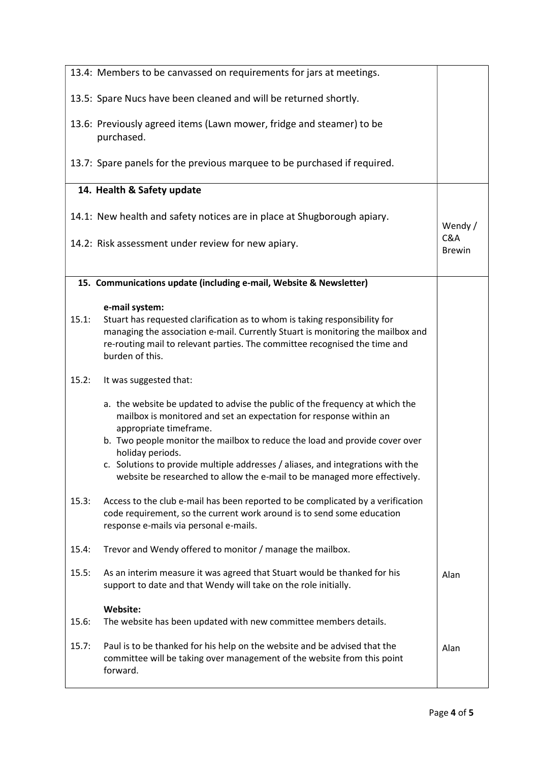| | |
|---|---|
| 13.4: Members to be canvassed on requirements for jars at meetings.<br><br>13.5: Spare Nucs have been cleaned and will be returned shortly.<br><br>13.6: Previously agreed items (Lawn mower, fridge and steamer) to be purchased.<br><br>13.7: Spare panels for the previous marquee to be purchased if required. | |
| **14. Health & Safety update**<br><br>14.1: New health and safety notices are in place at Shugborough apiary.<br><br>14.2: Risk assessment under review for new apiary. | Wendy / C&A Brewin |
| **15. Communications update (including e-mail, Website & Newsletter)**<br><br>**e-mail system:**<br>15.1: Stuart has requested clarification as to whom is taking responsibility for managing the association e-mail. Currently Stuart is monitoring the mailbox and re-routing mail to relevant parties. The committee recognised the time and burden of this.<br><br>15.2: It was suggested that:<br><br>a. the website be updated to advise the public of the frequency at which the mailbox is monitored and set an expectation for response within an appropriate timeframe.<br>b. Two people monitor the mailbox to reduce the load and provide cover over holiday periods.<br>c. Solutions to provide multiple addresses / aliases, and integrations with the website be researched to allow the e-mail to be managed more effectively.<br><br>15.3: Access to the club e-mail has been reported to be complicated by a verification code requirement, so the current work around is to send some education response e-mails via personal e-mails.<br><br>15.4: Trevor and Wendy offered to monitor / manage the mailbox.<br><br>15.5: As an interim measure it was agreed that Stuart would be thanked for his support to date and that Wendy will take on the role initially. | Alan |
| **Website:**<br>15.6: The website has been updated with new committee members details.<br><br>15.7: Paul is to be thanked for his help on the website and be advised that the committee will be taking over management of the website from this point forward. | Alan |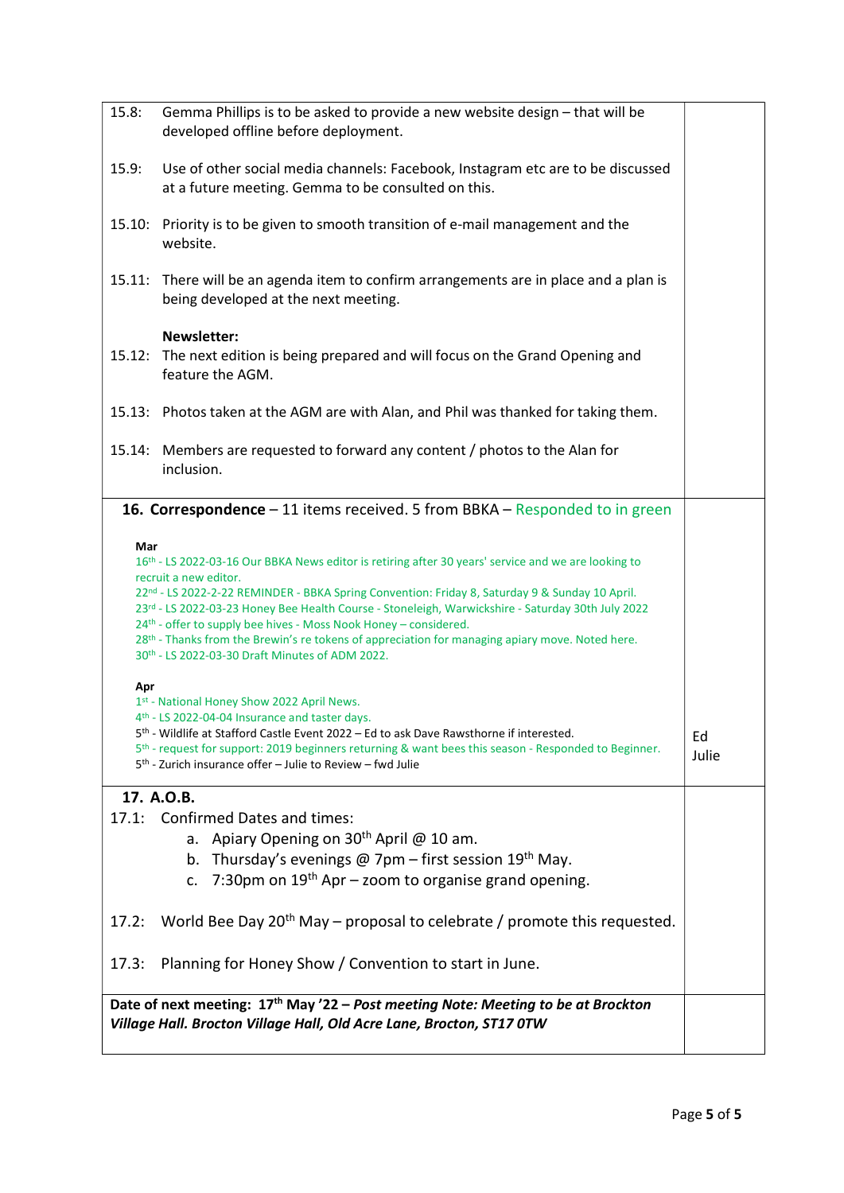| | |
|---|---|
| 15.8: Gemma Phillips is to be asked to provide a new website design – that will be developed offline before deployment.<br><br>15.9: Use of other social media channels: Facebook, Instagram etc are to be discussed at a future meeting. Gemma to be consulted on this.<br><br>15.10: Priority is to be given to smooth transition of e-mail management and the website.<br><br>15.11: There will be an agenda item to confirm arrangements are in place and a plan is being developed at the next meeting.<br><br>**Newsletter:**<br>15.12: The next edition is being prepared and will focus on the Grand Opening and feature the AGM.<br><br>15.13: Photos taken at the AGM are with Alan, and Phil was thanked for taking them.<br><br>15.14: Members are requested to forward any content / photos to the Alan for inclusion. | |
| **16. Correspondence** – 11 items received. 5 from BBKA – Responded to in green<br><br>**Mar**<br>16th - LS 2022-03-16 Our BBKA News editor is retiring after 30 years' service and we are looking to recruit a new editor.<br>22nd - LS 2022-2-22 REMINDER - BBKA Spring Convention: Friday 8, Saturday 9 & Sunday 10 April.<br>23rd - LS 2022-03-23 Honey Bee Health Course - Stoneleigh, Warwickshire - Saturday 30th July 2022<br>24th - offer to supply bee hives - Moss Nook Honey – considered.<br>28th - Thanks from the Brewin's re tokens of appreciation for managing apiary move. Noted here.<br>30th - LS 2022-03-30 Draft Minutes of ADM 2022.<br><br>**Apr**<br>1st - National Honey Show 2022 April News.<br>4th - LS 2022-04-04 Insurance and taster days.<br>5th - Wildlife at Stafford Castle Event 2022 – Ed to ask Dave Rawsthorne if interested.<br>5th - request for support: 2019 beginners returning & want bees this season - Responded to Beginner.<br>5th - Zurich insurance offer – Julie to Review – fwd Julie | Ed<br>Julie |
| **17. A.O.B.**<br>17.1: Confirmed Dates and times:<br>a. Apiary Opening on 30th April @ 10 am.<br>b. Thursday's evenings @ 7pm – first session 19th May.<br>c. 7:30pm on 19th Apr – zoom to organise grand opening.<br><br>17.2: World Bee Day 20th May – proposal to celebrate / promote this requested.<br><br>17.3: Planning for Honey Show / Convention to start in June. | |
| **Date of next meeting: 17th May '22 – *Post meeting Note: Meeting to be at Brockton Village Hall. Brocton Village Hall, Old Acre Lane, Brocton, ST17 0TW*** | |